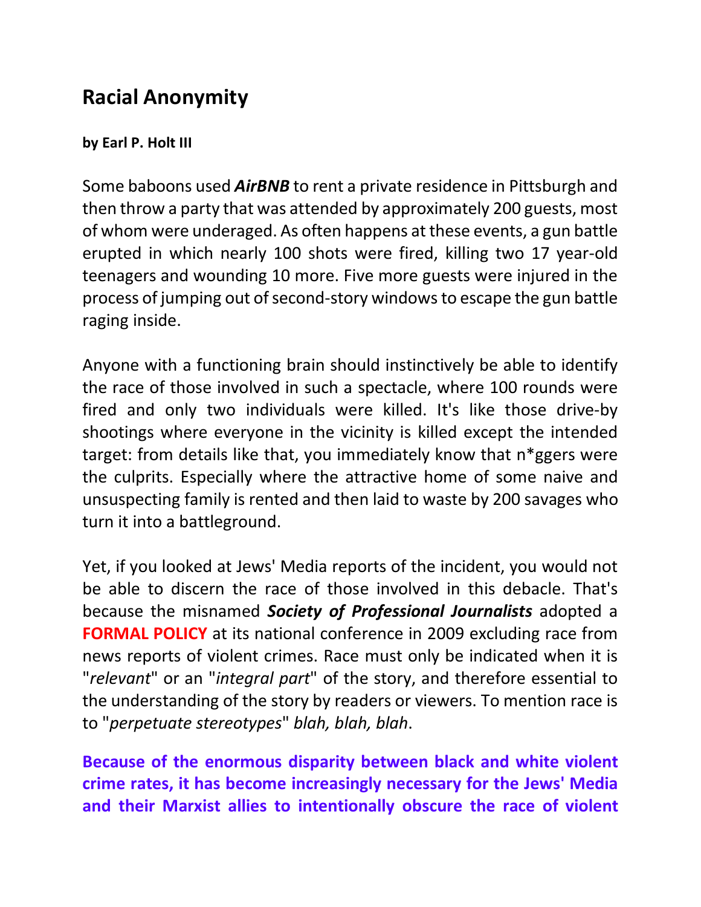## Racial Anonymity

**by Earl P. Holt III**

Some baboons used ***AirBNB*** to rent a private residence in Pittsburgh and then throw a party that was attended by approximately 200 guests, most of whom were underaged. As often happens at these events, a gun battle erupted in which nearly 100 shots were fired, killing two 17 year-old teenagers and wounding 10 more. Five more guests were injured in the process of jumping out of second-story windows to escape the gun battle raging inside.

Anyone with a functioning brain should instinctively be able to identify the race of those involved in such a spectacle, where 100 rounds were fired and only two individuals were killed. It's like those drive-by shootings where everyone in the vicinity is killed except the intended target: from details like that, you immediately know that n*ggers were the culprits. Especially where the attractive home of some naive and unsuspecting family is rented and then laid to waste by 200 savages who turn it into a battleground.

Yet, if you looked at Jews' Media reports of the incident, you would not be able to discern the race of those involved in this debacle. That's because the misnamed ***Society of Professional Journalists*** adopted a **FORMAL POLICY** at its national conference in 2009 excluding race from news reports of violent crimes. Race must only be indicated when it is "*relevant*" or an "*integral part*" of the story, and therefore essential to the understanding of the story by readers or viewers. To mention race is to "*perpetuate stereotypes*" *blah, blah, blah*.

**Because of the enormous disparity between black and white violent crime rates, it has become increasingly necessary for the Jews' Media and their Marxist allies to intentionally obscure the race of violent**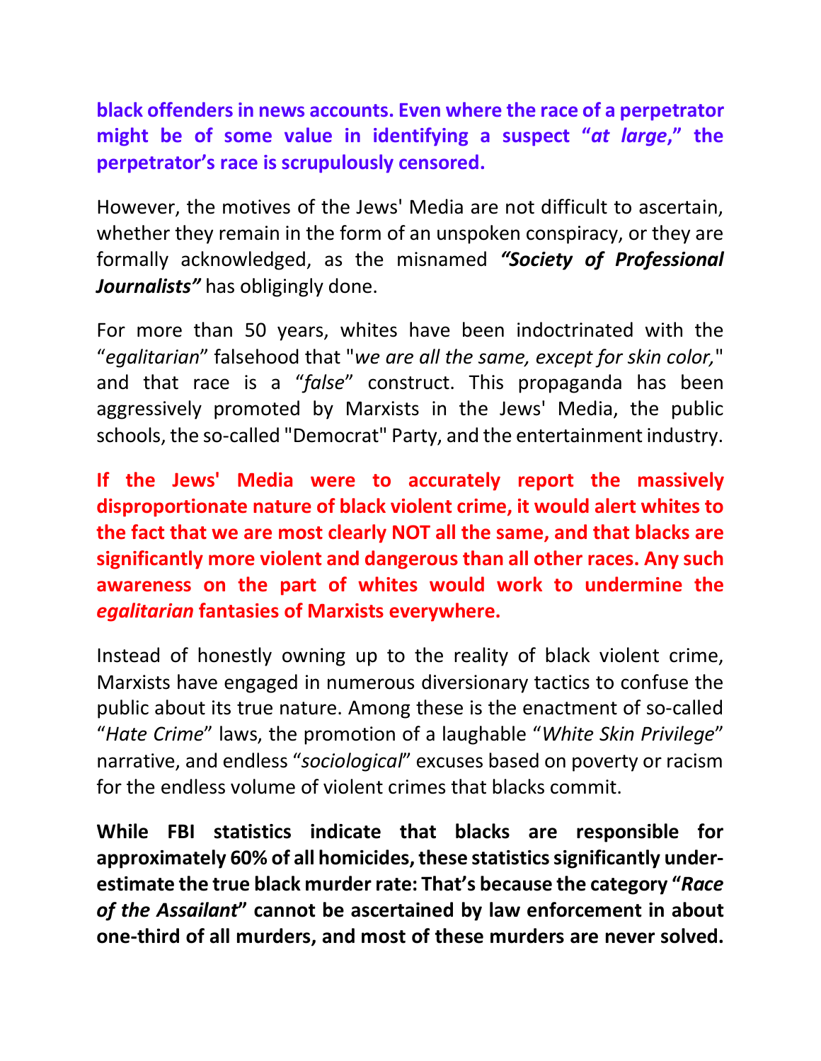**black offenders in news accounts. Even where the race of a perpetrator might be of some value in identifying a suspect "*at large*," the perpetrator's race is scrupulously censored.**

However, the motives of the Jews' Media are not difficult to ascertain, whether they remain in the form of an unspoken conspiracy, or they are formally acknowledged, as the misnamed ***"Society of Professional Journalists"*** has obligingly done.

For more than 50 years, whites have been indoctrinated with the "*egalitarian*" falsehood that "*we are all the same, except for skin color,*" and that race is a "*false*" construct. This propaganda has been aggressively promoted by Marxists in the Jews' Media, the public schools, the so-called "Democrat" Party, and the entertainment industry.

**If the Jews' Media were to accurately report the massively disproportionate nature of black violent crime, it would alert whites to the fact that we are most clearly NOT all the same, and that blacks are significantly more violent and dangerous than all other races. Any such awareness on the part of whites would work to undermine the *egalitarian* fantasies of Marxists everywhere.**

Instead of honestly owning up to the reality of black violent crime, Marxists have engaged in numerous diversionary tactics to confuse the public about its true nature. Among these is the enactment of so-called "*Hate Crime*" laws, the promotion of a laughable "*White Skin Privilege*" narrative, and endless "*sociological*" excuses based on poverty or racism for the endless volume of violent crimes that blacks commit.

**While FBI statistics indicate that blacks are responsible for approximately 60% of all homicides, these statistics significantly under-estimate the true black murder rate: That's because the category "*Race of the Assailant*" cannot be ascertained by law enforcement in about one-third of all murders, and most of these murders are never solved.**